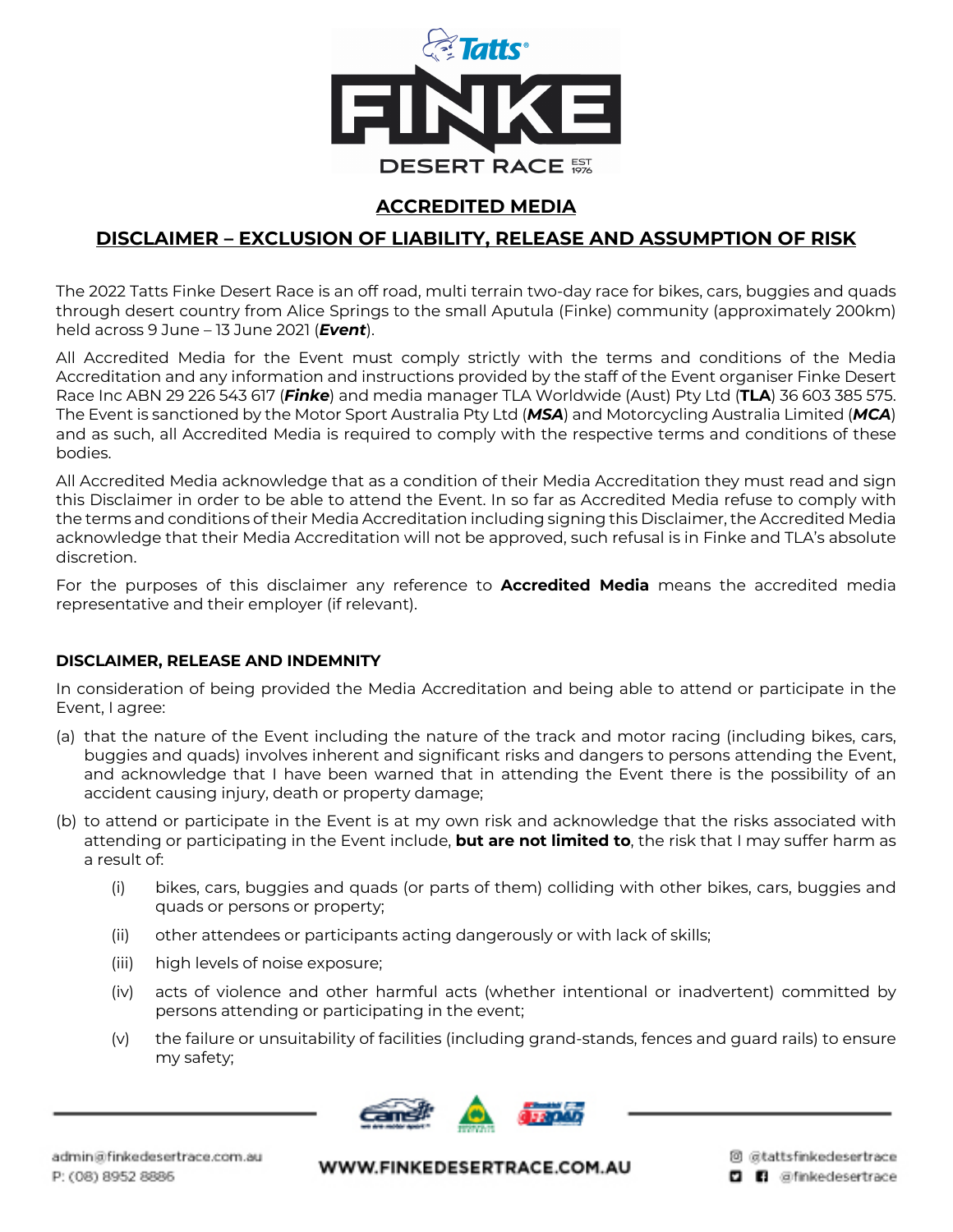## ACCREDITED MEDIA

## DISCLAIMER – EXCLUSION OF LIABILITY, RELEASE AND ASSUMPTION OF RISK

The 2022 Tatts Finke Desert Race is an off road, multi terrain two-day race for bikes, cars, buggies and quads through desert country from Alice Springs to the small Aputula (Finke) community (approximately 200km) held across 9 June – 13 June 2021 (***Event***).

All Accredited Media for the Event must comply strictly with the terms and conditions of the Media Accreditation and any information and instructions provided by the staff of the Event organiser Finke Desert Race Inc ABN 29 226 543 617 (***Finke***) and media manager TLA Worldwide (Aust) Pty Ltd (**TLA**) 36 603 385 575. The Event is sanctioned by the Motor Sport Australia Pty Ltd (***MSA***) and Motorcycling Australia Limited (***MCA***) and as such, all Accredited Media is required to comply with the respective terms and conditions of these bodies.

All Accredited Media acknowledge that as a condition of their Media Accreditation they must read and sign this Disclaimer in order to be able to attend the Event. In so far as Accredited Media refuse to comply with the terms and conditions of their Media Accreditation including signing this Disclaimer, the Accredited Media acknowledge that their Media Accreditation will not be approved, such refusal is in Finke and TLA's absolute discretion.

For the purposes of this disclaimer any reference to **Accredited Media** means the accredited media representative and their employer (if relevant).

### DISCLAIMER, RELEASE AND INDEMNITY

In consideration of being provided the Media Accreditation and being able to attend or participate in the Event, I agree:

(a) that the nature of the Event including the nature of the track and motor racing (including bikes, cars, buggies and quads) involves inherent and significant risks and dangers to persons attending the Event, and acknowledge that I have been warned that in attending the Event there is the possibility of an accident causing injury, death or property damage;

(b) to attend or participate in the Event is at my own risk and acknowledge that the risks associated with attending or participating in the Event include, **but are not limited to**, the risk that I may suffer harm as a result of:

  (i) bikes, cars, buggies and quads (or parts of them) colliding with other bikes, cars, buggies and quads or persons or property;

  (ii) other attendees or participants acting dangerously or with lack of skills;

  (iii) high levels of noise exposure;

  (iv) acts of violence and other harmful acts (whether intentional or inadvertent) committed by persons attending or participating in the event;

  (v) the failure or unsuitability of facilities (including grand-stands, fences and guard rails) to ensure my safety;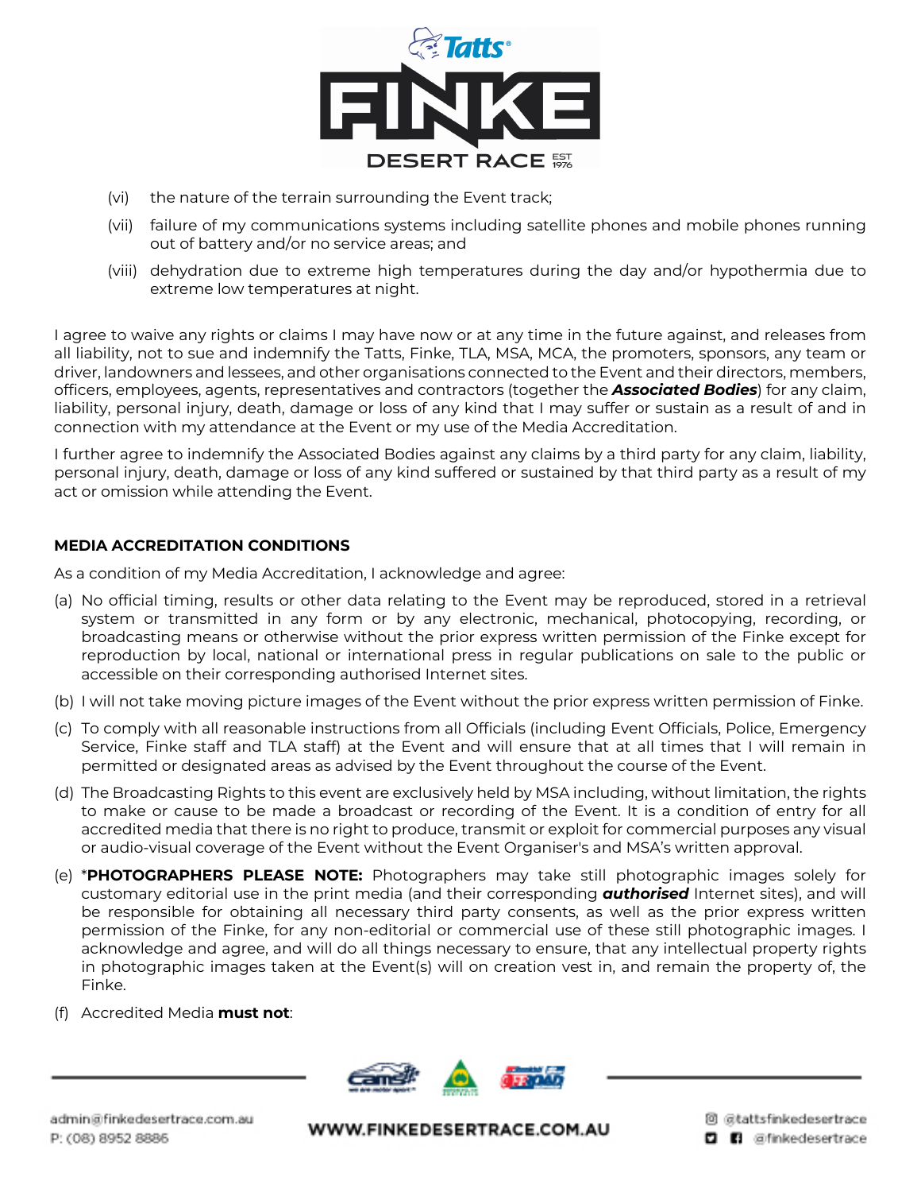(vi) the nature of the terrain surrounding the Event track;

(vii) failure of my communications systems including satellite phones and mobile phones running out of battery and/or no service areas; and

(viii) dehydration due to extreme high temperatures during the day and/or hypothermia due to extreme low temperatures at night.

I agree to waive any rights or claims I may have now or at any time in the future against, and releases from all liability, not to sue and indemnify the Tatts, Finke, TLA, MSA, MCA, the promoters, sponsors, any team or driver, landowners and lessees, and other organisations connected to the Event and their directors, members, officers, employees, agents, representatives and contractors (together the ***Associated Bodies***) for any claim, liability, personal injury, death, damage or loss of any kind that I may suffer or sustain as a result of and in connection with my attendance at the Event or my use of the Media Accreditation.

I further agree to indemnify the Associated Bodies against any claims by a third party for any claim, liability, personal injury, death, damage or loss of any kind suffered or sustained by that third party as a result of my act or omission while attending the Event.

**MEDIA ACCREDITATION CONDITIONS**

As a condition of my Media Accreditation, I acknowledge and agree:

(a) No official timing, results or other data relating to the Event may be reproduced, stored in a retrieval system or transmitted in any form or by any electronic, mechanical, photocopying, recording, or broadcasting means or otherwise without the prior express written permission of the Finke except for reproduction by local, national or international press in regular publications on sale to the public or accessible on their corresponding authorised Internet sites.

(b) I will not take moving picture images of the Event without the prior express written permission of Finke.

(c) To comply with all reasonable instructions from all Officials (including Event Officials, Police, Emergency Service, Finke staff and TLA staff) at the Event and will ensure that at all times that I will remain in permitted or designated areas as advised by the Event throughout the course of the Event.

(d) The Broadcasting Rights to this event are exclusively held by MSA including, without limitation, the rights to make or cause to be made a broadcast or recording of the Event. It is a condition of entry for all accredited media that there is no right to produce, transmit or exploit for commercial purposes any visual or audio-visual coverage of the Event without the Event Organiser's and MSA's written approval.

(e) ***PHOTOGRAPHERS PLEASE NOTE:** Photographers may take still photographic images solely for customary editorial use in the print media (and their corresponding ***authorised*** Internet sites), and will be responsible for obtaining all necessary third party consents, as well as the prior express written permission of the Finke, for any non-editorial or commercial use of these still photographic images. I acknowledge and agree, and will do all things necessary to ensure, that any intellectual property rights in photographic images taken at the Event(s) will on creation vest in, and remain the property of, the Finke.

(f) Accredited Media **must not**: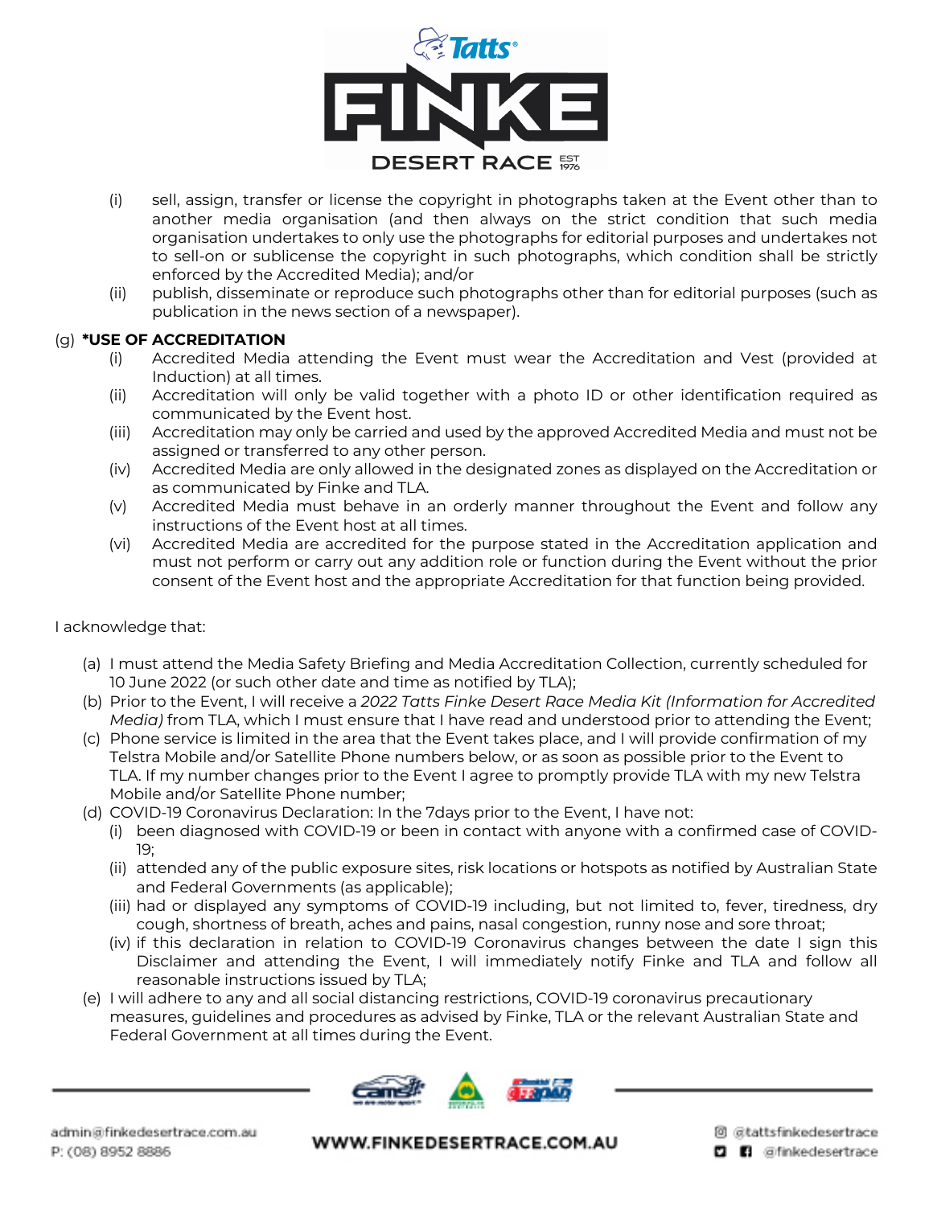(i) sell, assign, transfer or license the copyright in photographs taken at the Event other than to another media organisation (and then always on the strict condition that such media organisation undertakes to only use the photographs for editorial purposes and undertakes not to sell-on or sublicense the copyright in such photographs, which condition shall be strictly enforced by the Accredited Media); and/or

(ii) publish, disseminate or reproduce such photographs other than for editorial purposes (such as publication in the news section of a newspaper).

(g) ***USE OF ACCREDITATION**

(i) Accredited Media attending the Event must wear the Accreditation and Vest (provided at Induction) at all times.

(ii) Accreditation will only be valid together with a photo ID or other identification required as communicated by the Event host.

(iii) Accreditation may only be carried and used by the approved Accredited Media and must not be assigned or transferred to any other person.

(iv) Accredited Media are only allowed in the designated zones as displayed on the Accreditation or as communicated by Finke and TLA.

(v) Accredited Media must behave in an orderly manner throughout the Event and follow any instructions of the Event host at all times.

(vi) Accredited Media are accredited for the purpose stated in the Accreditation application and must not perform or carry out any addition role or function during the Event without the prior consent of the Event host and the appropriate Accreditation for that function being provided.

I acknowledge that:

(a) I must attend the Media Safety Briefing and Media Accreditation Collection, currently scheduled for 10 June 2022 (or such other date and time as notified by TLA);

(b) Prior to the Event, I will receive a *2022 Tatts Finke Desert Race Media Kit (Information for Accredited Media)* from TLA, which I must ensure that I have read and understood prior to attending the Event;

(c) Phone service is limited in the area that the Event takes place, and I will provide confirmation of my Telstra Mobile and/or Satellite Phone numbers below, or as soon as possible prior to the Event to TLA. If my number changes prior to the Event I agree to promptly provide TLA with my new Telstra Mobile and/or Satellite Phone number;

(d) COVID-19 Coronavirus Declaration: In the 7days prior to the Event, I have not:

(i) been diagnosed with COVID-19 or been in contact with anyone with a confirmed case of COVID-19;

(ii) attended any of the public exposure sites, risk locations or hotspots as notified by Australian State and Federal Governments (as applicable);

(iii) had or displayed any symptoms of COVID-19 including, but not limited to, fever, tiredness, dry cough, shortness of breath, aches and pains, nasal congestion, runny nose and sore throat;

(iv) if this declaration in relation to COVID-19 Coronavirus changes between the date I sign this Disclaimer and attending the Event, I will immediately notify Finke and TLA and follow all reasonable instructions issued by TLA;

(e) I will adhere to any and all social distancing restrictions, COVID-19 coronavirus precautionary measures, guidelines and procedures as advised by Finke, TLA or the relevant Australian State and Federal Government at all times during the Event.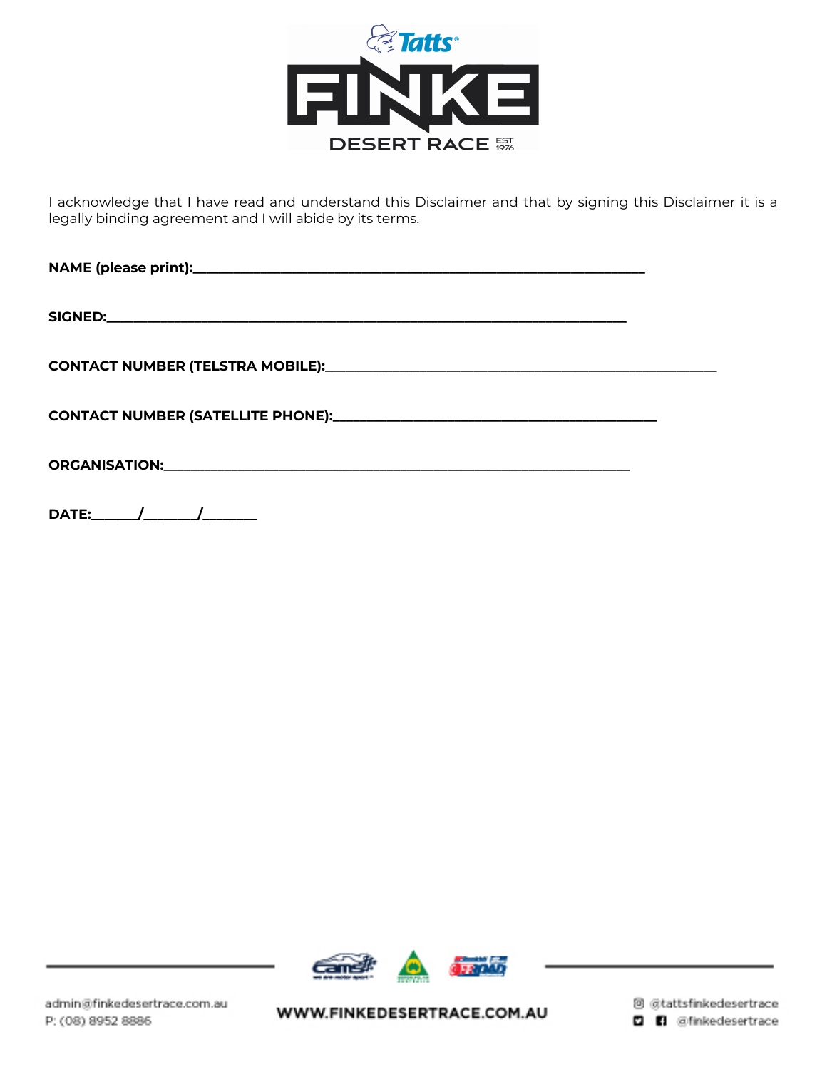I acknowledge that I have read and understand this Disclaimer and that by signing this Disclaimer it is a legally binding agreement and I will abide by its terms.

**NAME (please print):**_______________________________________________

**SIGNED:**_______________________________________________

**CONTACT NUMBER (TELSTRA MOBILE):**_______________________________________________

**CONTACT NUMBER (SATELLITE PHONE):**_______________________________________________

**ORGANISATION:**_______________________________________________

**DATE:**______/______/______

admin@finkedesertrace.com.au
P: (08) 8952 8886

WWW.FINKEDESERTRACE.COM.AU

@tattsfinkedesertrace
@finkedesertrace